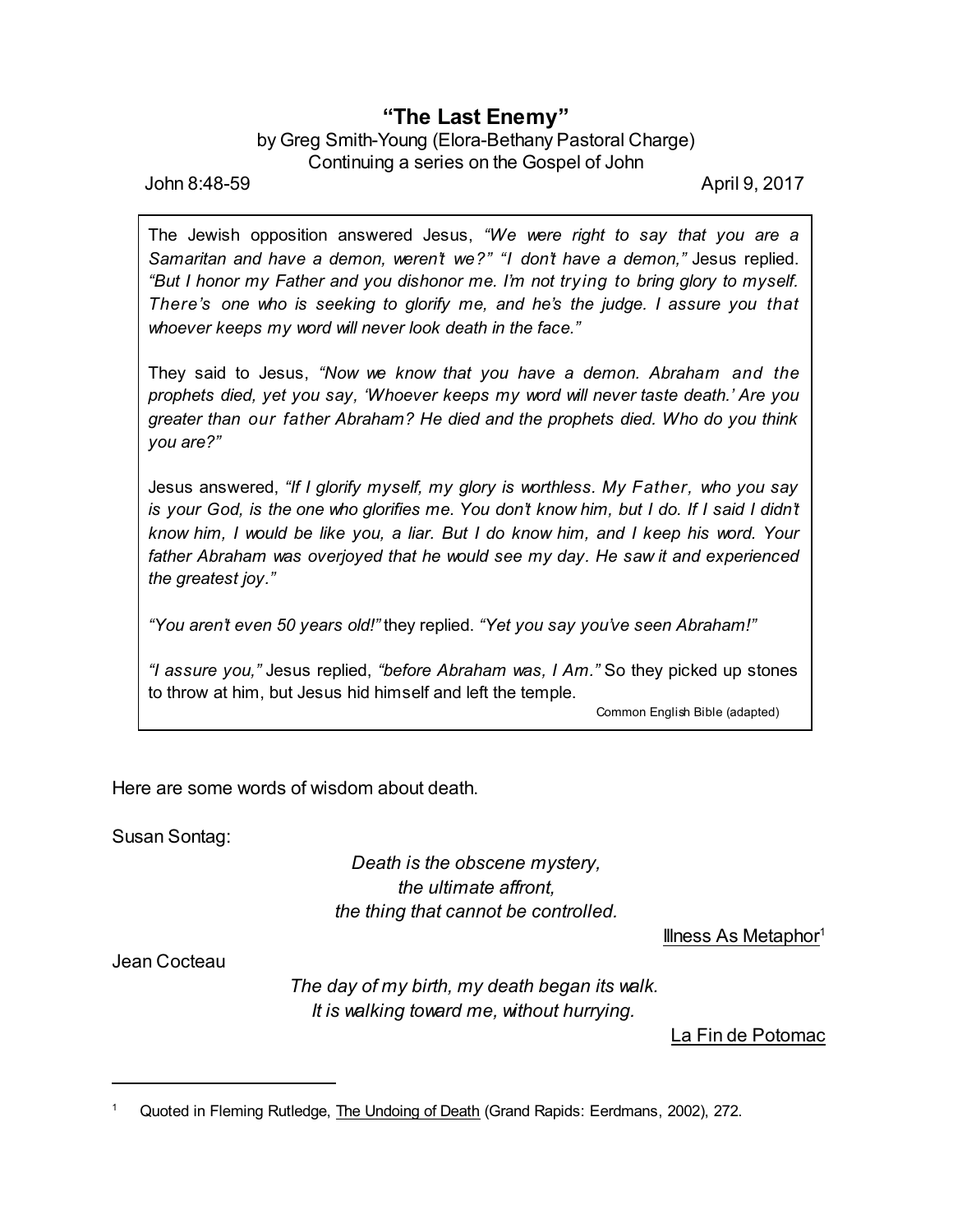# "The Last Enemy"

by Greg Smith-Young (Elora-Bethany Pastoral Charge)
Continuing a series on the Gospel of John

John 8:48-59 April 9, 2017

> The Jewish opposition answered Jesus, *"We were right to say that you are a Samaritan and have a demon, weren't we?"* *"I don't have a demon,"* Jesus replied. *"But I honor my Father and you dishonor me. I'm not trying to bring glory to myself. There's one who is seeking to glorify me, and he's the judge. I assure you that whoever keeps my word will never look death in the face."*
>
> They said to Jesus, *"Now we know that you have a demon. Abraham and the prophets died, yet you say, 'Whoever keeps my word will never taste death.' Are you greater than our father Abraham? He died and the prophets died. Who do you think you are?"*
>
> Jesus answered, *"If I glorify myself, my glory is worthless. My Father, who you say is your God, is the one who glorifies me. You don't know him, but I do. If I said I didn't know him, I would be like you, a liar. But I do know him, and I keep his word. Your father Abraham was overjoyed that he would see my day. He saw it and experienced the greatest joy."*
>
> *"You aren't even 50 years old!"* they replied. *"Yet you say you've seen Abraham!"*
>
> *"I assure you,"* Jesus replied, *"before Abraham was, I Am."* So they picked up stones to throw at him, but Jesus hid himself and left the temple.
>
> Common English Bible (adapted)

Here are some words of wisdom about death.

Susan Sontag:

*Death is the obscene mystery,*
*the ultimate affront,*
*the thing that cannot be controlled.*

Illness As Metaphor[1]

Jean Cocteau

*The day of my birth, my death began its walk.*
*It is walking toward me, without hurrying.*

La Fin de Potomac

---

[1] Quoted in Fleming Rutledge, The Undoing of Death (Grand Rapids: Eerdmans, 2002), 272.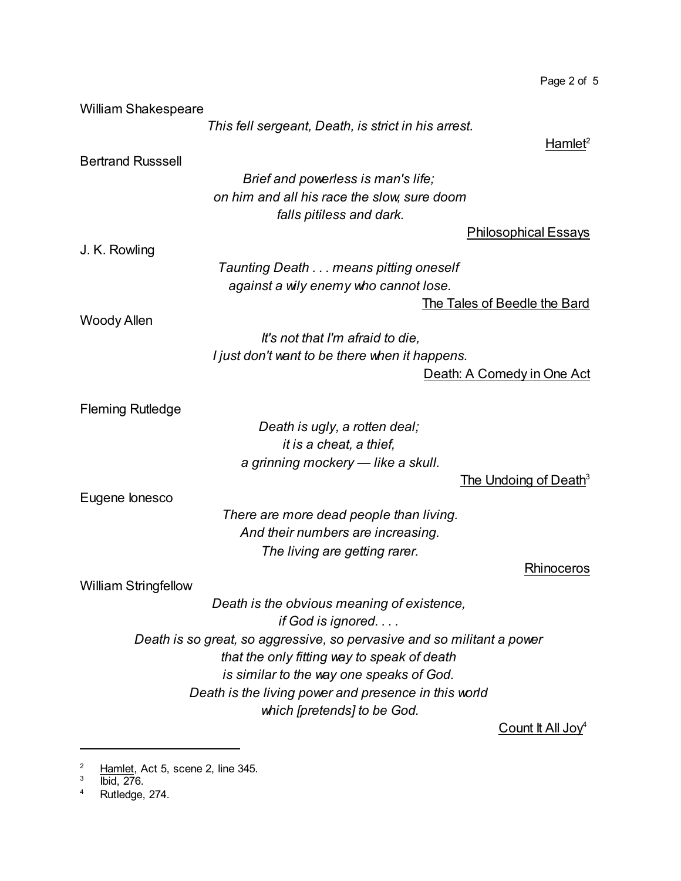William Shakespeare

*This fell sergeant, Death, is strict in his arrest.*

Hamlet[2]

Bertrand Russsell

*Brief and powerless is man's life;*
*on him and all his race the slow, sure doom*
*falls pitiless and dark.*

Philosophical Essays

J. K. Rowling

*Taunting Death . . . means pitting oneself*
*against a wily enemy who cannot lose.*

The Tales of Beedle the Bard

Woody Allen

*It's not that I'm afraid to die,*
*I just don't want to be there when it happens.*

Death: A Comedy in One Act

Fleming Rutledge

*Death is ugly, a rotten deal;*
*it is a cheat, a thief,*
*a grinning mockery — like a skull.*

The Undoing of Death[3]

Eugene Ionesco

*There are more dead people than living.*
*And their numbers are increasing.*
*The living are getting rarer.*

Rhinoceros

William Stringfellow

*Death is the obvious meaning of existence,*
*if God is ignored. . . .*
*Death is so great, so aggressive, so pervasive and so militant a power*
*that the only fitting way to speak of death*
*is similar to the way one speaks of God.*
*Death is the living power and presence in this world*
*which [pretends] to be God.*

Count It All Joy[4]

---

[2] Hamlet, Act 5, scene 2, line 345.

[3] Ibid, 276.

[4] Rutledge, 274.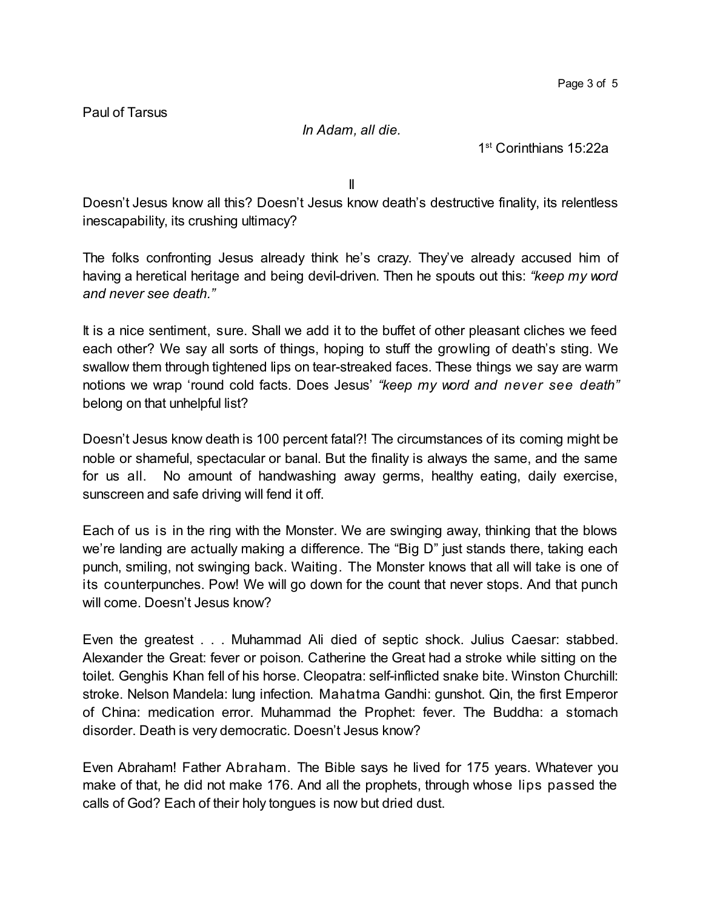Paul of Tarsus

*In Adam, all die.*

1st Corinthians 15:22a

II

Doesn't Jesus know all this? Doesn't Jesus know death's destructive finality, its relentless inescapability, its crushing ultimacy?

The folks confronting Jesus already think he's crazy. They've already accused him of having a heretical heritage and being devil-driven. Then he spouts out this: *"keep my word and never see death."*

It is a nice sentiment, sure. Shall we add it to the buffet of other pleasant cliches we feed each other? We say all sorts of things, hoping to stuff the growling of death's sting. We swallow them through tightened lips on tear-streaked faces. These things we say are warm notions we wrap 'round cold facts. Does Jesus' *"keep my word and never see death"* belong on that unhelpful list?

Doesn't Jesus know death is 100 percent fatal?! The circumstances of its coming might be noble or shameful, spectacular or banal. But the finality is always the same, and the same for us all. No amount of handwashing away germs, healthy eating, daily exercise, sunscreen and safe driving will fend it off.

Each of us is in the ring with the Monster. We are swinging away, thinking that the blows we're landing are actually making a difference. The "Big D" just stands there, taking each punch, smiling, not swinging back. Waiting. The Monster knows that all will take is one of its counterpunches. Pow! We will go down for the count that never stops. And that punch will come. Doesn't Jesus know?

Even the greatest . . . Muhammad Ali died of septic shock. Julius Caesar: stabbed. Alexander the Great: fever or poison. Catherine the Great had a stroke while sitting on the toilet. Genghis Khan fell of his horse. Cleopatra: self-inflicted snake bite. Winston Churchill: stroke. Nelson Mandela: lung infection. Mahatma Gandhi: gunshot. Qin, the first Emperor of China: medication error. Muhammad the Prophet: fever. The Buddha: a stomach disorder. Death is very democratic. Doesn't Jesus know?

Even Abraham! Father Abraham. The Bible says he lived for 175 years. Whatever you make of that, he did not make 176. And all the prophets, through whose lips passed the calls of God? Each of their holy tongues is now but dried dust.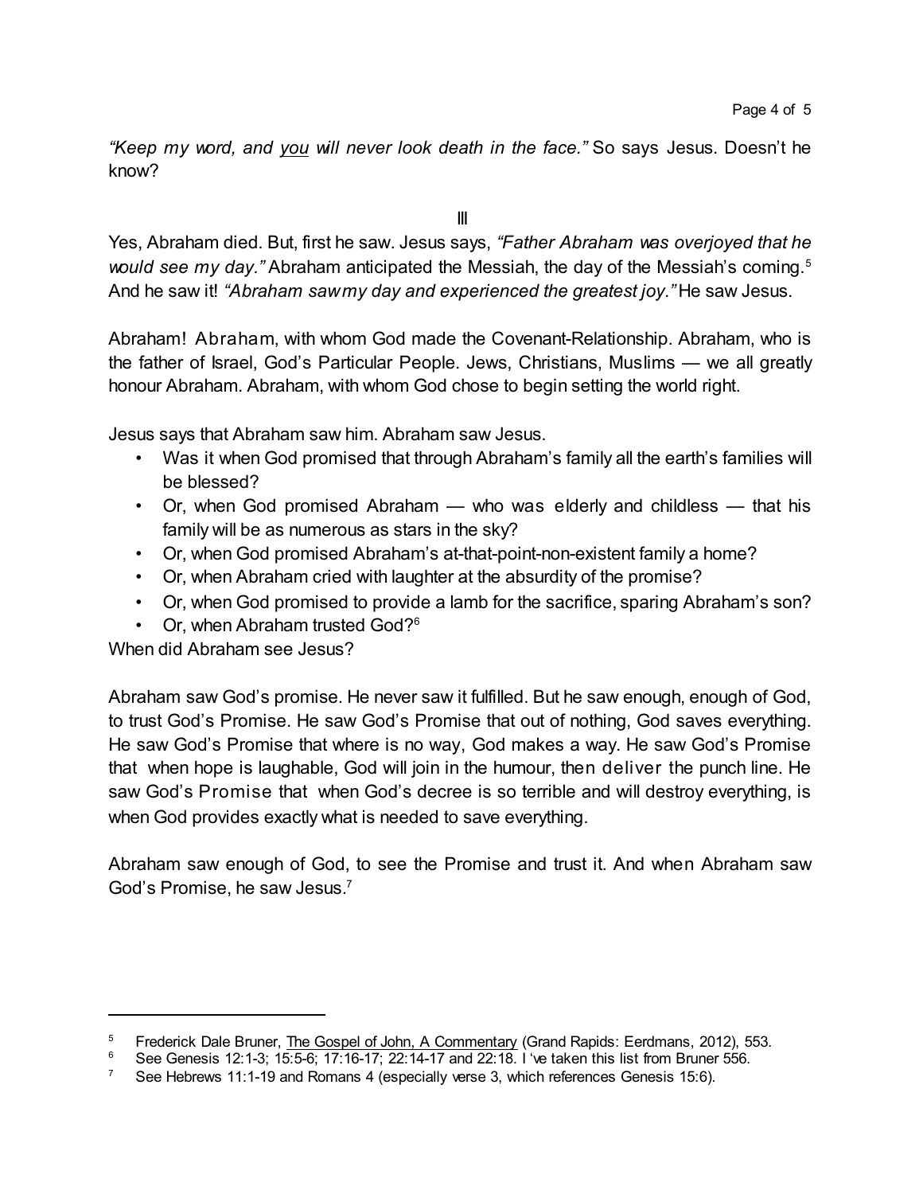*"Keep my word, and* *<u>you</u>* *will never look death in the face."* So says Jesus. Doesn't he know?

III

Yes, Abraham died. But, first he saw. Jesus says, *"Father Abraham was overjoyed that he would see my day."* Abraham anticipated the Messiah, the day of the Messiah's coming.[5] And he saw it! *"Abraham saw my day and experienced the greatest joy."* He saw Jesus.

Abraham! Abraham, with whom God made the Covenant-Relationship. Abraham, who is the father of Israel, God's Particular People. Jews, Christians, Muslims — we all greatly honour Abraham. Abraham, with whom God chose to begin setting the world right.

Jesus says that Abraham saw him. Abraham saw Jesus.

- Was it when God promised that through Abraham's family all the earth's families will be blessed?
- Or, when God promised Abraham — who was elderly and childless — that his family will be as numerous as stars in the sky?
- Or, when God promised Abraham's at-that-point-non-existent family a home?
- Or, when Abraham cried with laughter at the absurdity of the promise?
- Or, when God promised to provide a lamb for the sacrifice, sparing Abraham's son?
- Or, when Abraham trusted God?[6]

When did Abraham see Jesus?

Abraham saw God's promise. He never saw it fulfilled. But he saw enough, enough of God, to trust God's Promise. He saw God's Promise that out of nothing, God saves everything. He saw God's Promise that where is no way, God makes a way. He saw God's Promise that when hope is laughable, God will join in the humour, then deliver the punch line. He saw God's Promise that when God's decree is so terrible and will destroy everything, is when God provides exactly what is needed to save everything.

Abraham saw enough of God, to see the Promise and trust it. And when Abraham saw God's Promise, he saw Jesus.[7]

---

[5] Frederick Dale Bruner, <u>The Gospel of John, A Commentary</u> (Grand Rapids: Eerdmans, 2012), 553.

[6] See Genesis 12:1-3; 15:5-6; 17:16-17; 22:14-17 and 22:18. I 've taken this list from Bruner 556.

[7] See Hebrews 11:1-19 and Romans 4 (especially verse 3, which references Genesis 15:6).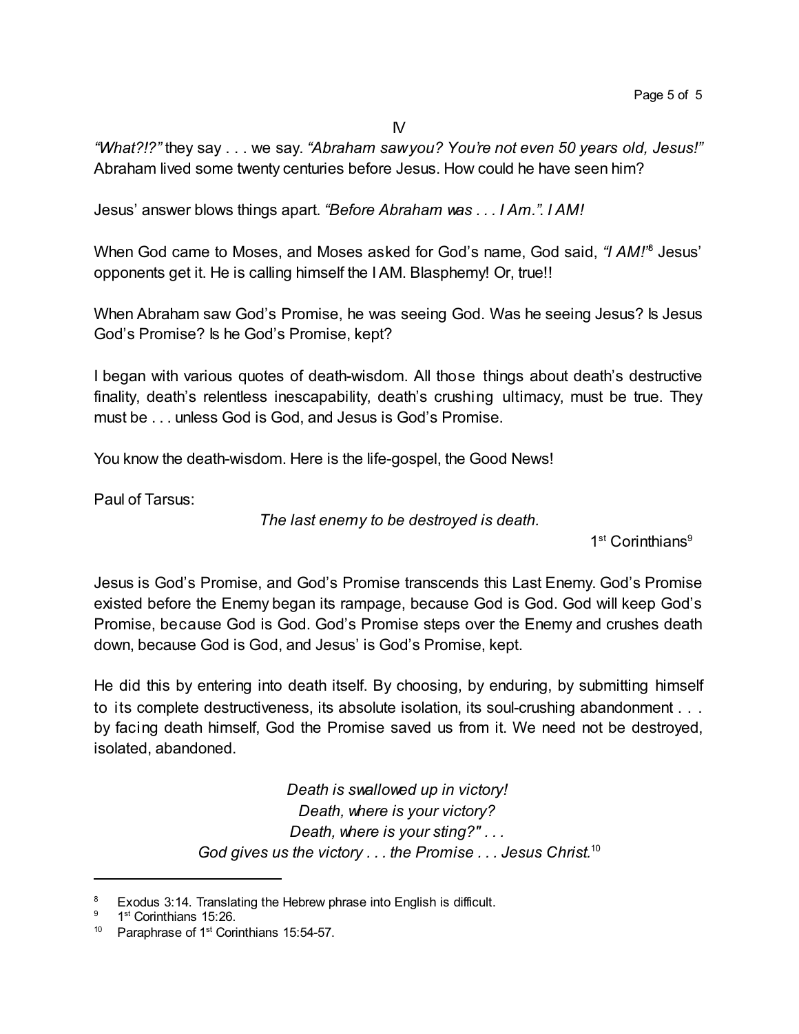IV

*"What?!?"* they say . . . we say. *"Abraham saw you? You're not even 50 years old, Jesus!"* Abraham lived some twenty centuries before Jesus. How could he have seen him?

Jesus' answer blows things apart. *"Before Abraham was . . . I Am.". I AM!*

When God came to Moses, and Moses asked for God's name, God said, *"I AM!"*[8] Jesus' opponents get it. He is calling himself the I AM. Blasphemy! Or, true!!

When Abraham saw God's Promise, he was seeing God. Was he seeing Jesus? Is Jesus God's Promise? Is he God's Promise, kept?

I began with various quotes of death-wisdom. All those things about death's destructive finality, death's relentless inescapability, death's crushing ultimacy, must be true. They must be . . . unless God is God, and Jesus is God's Promise.

You know the death-wisdom. Here is the life-gospel, the Good News!

Paul of Tarsus:

> *The last enemy to be destroyed is death.*
>
> 1st Corinthians[9]

Jesus is God's Promise, and God's Promise transcends this Last Enemy. God's Promise existed before the Enemy began its rampage, because God is God. God will keep God's Promise, because God is God. God's Promise steps over the Enemy and crushes death down, because God is God, and Jesus' is God's Promise, kept.

He did this by entering into death itself. By choosing, by enduring, by submitting himself to its complete destructiveness, its absolute isolation, its soul-crushing abandonment . . . by facing death himself, God the Promise saved us from it. We need not be destroyed, isolated, abandoned.

> *Death is swallowed up in victory!*
> *Death, where is your victory?*
> *Death, where is your sting?" . . .*
> *God gives us the victory . . . the Promise . . . Jesus Christ.*[10]

---

[8] Exodus 3:14. Translating the Hebrew phrase into English is difficult.

[9] 1st Corinthians 15:26.

[10] Paraphrase of 1st Corinthians 15:54-57.